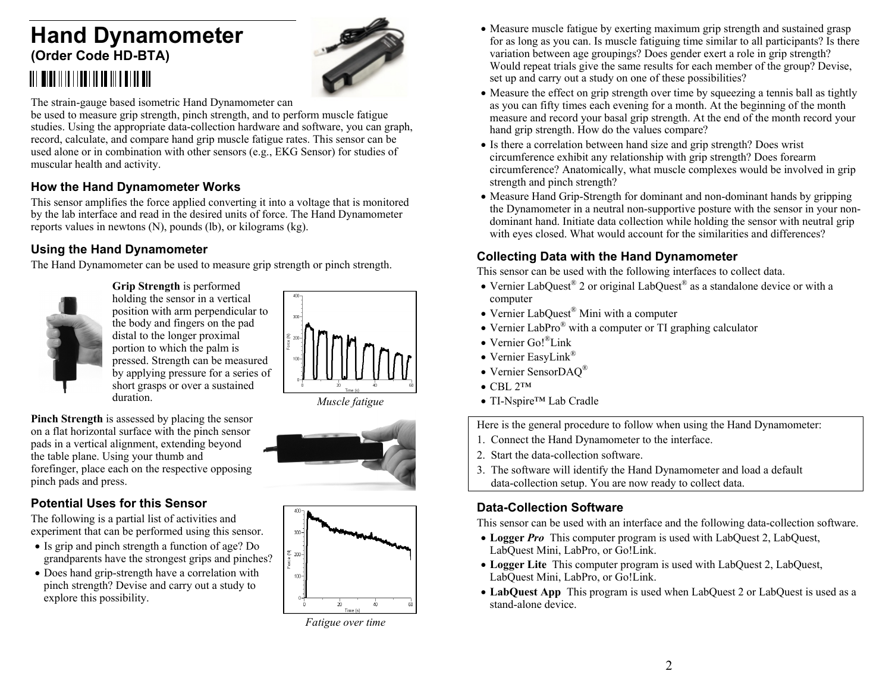# Hand Dynamometer

**(Order Code HD-BTA)**

The strain-gauge based isometric Hand Dynamometer can be used to measure grip strength, pinch strength, and to perform muscle fatigue studies. Using the appropriate data-collection hardware and software, you can graph, record, calculate, and compare hand grip muscle fatigue rates. This sensor can be used alone or in combination with other sensors (e.g., EKG Sensor) for studies of muscular health and activity.

## How the Hand Dynamometer Works

This sensor amplifies the force applied converting it into a voltage that is monitored by the lab interface and read in the desired units of force. The Hand Dynamometer reports values in newtons (N), pounds (lb), or kilograms (kg).

## Using the Hand Dynamometer

The Hand Dynamometer can be used to measure grip strength or pinch strength.

**Grip Strength** is performed holding the sensor in a vertical position with arm perpendicular to the body and fingers on the pad distal to the longer proximal portion to which the palm is pressed. Strength can be measured by applying pressure for a series of short grasps or over a sustained duration.

*Muscle fatigue*

**Pinch Strength** is assessed by placing the sensor on a flat horizontal surface with the pinch sensor pads in a vertical alignment, extending beyond the table plane. Using your thumb and forefinger, place each on the respective opposing pinch pads and press.

## Potential Uses for this Sensor

The following is a partial list of activities and experiment that can be performed using this sensor.

- Is grip and pinch strength a function of age? Do grandparents have the strongest grips and pinches?
- Does hand grip-strength have a correlation with pinch strength? Devise and carry out a study to explore this possibility.
- Measure muscle fatigue by exerting maximum grip strength and sustained grasp for as long as you can. Is muscle fatiguing time similar to all participants? Is there variation between age groupings? Does gender exert a role in grip strength? Would repeat trials give the same results for each member of the group? Devise, set up and carry out a study on one of these possibilities?
- Measure the effect on grip strength over time by squeezing a tennis ball as tightly as you can fifty times each evening for a month. At the beginning of the month measure and record your basal grip strength. At the end of the month record your hand grip strength. How do the values compare?
- Is there a correlation between hand size and grip strength? Does wrist circumference exhibit any relationship with grip strength? Does forearm circumference? Anatomically, what muscle complexes would be involved in grip strength and pinch strength?
- Measure Hand Grip-Strength for dominant and non-dominant hands by gripping the Dynamometer in a neutral non-supportive posture with the sensor in your non-dominant hand. Initiate data collection while holding the sensor with neutral grip with eyes closed. What would account for the similarities and differences?

*Fatigue over time*

## Collecting Data with the Hand Dynamometer

This sensor can be used with the following interfaces to collect data.

- Vernier LabQuest® 2 or original LabQuest® as a standalone device or with a computer
- Vernier LabQuest® Mini with a computer
- Vernier LabPro® with a computer or TI graphing calculator
- Vernier Go!®Link
- Vernier EasyLink®
- Vernier SensorDAQ®
- CBL 2™
- TI-Nspire™ Lab Cradle

Here is the general procedure to follow when using the Hand Dynamometer:

1. Connect the Hand Dynamometer to the interface.
2. Start the data-collection software.
3. The software will identify the Hand Dynamometer and load a default data-collection setup. You are now ready to collect data.

## Data-Collection Software

This sensor can be used with an interface and the following data-collection software.

- **Logger *Pro*** This computer program is used with LabQuest 2, LabQuest, LabQuest Mini, LabPro, or Go!Link.
- **Logger Lite** This computer program is used with LabQuest 2, LabQuest, LabQuest Mini, LabPro, or Go!Link.
- **LabQuest App** This program is used when LabQuest 2 or LabQuest is used as a stand-alone device.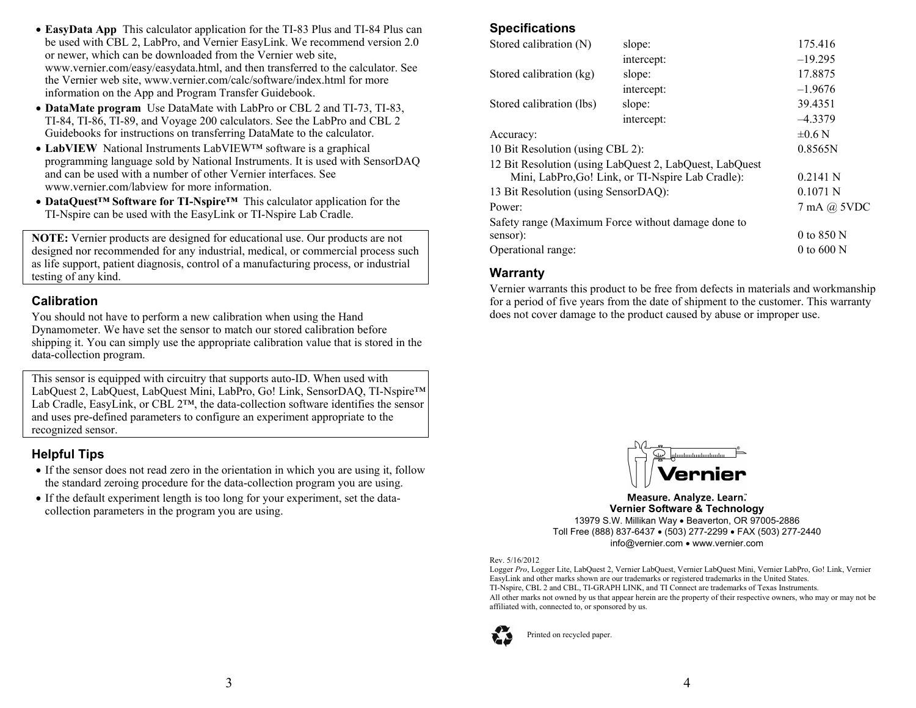- **EasyData App** This calculator application for the TI-83 Plus and TI-84 Plus can be used with CBL 2, LabPro, and Vernier EasyLink. We recommend version 2.0 or newer, which can be downloaded from the Vernier web site, www.vernier.com/easy/easydata.html, and then transferred to the calculator. See the Vernier web site, www.vernier.com/calc/software/index.html for more information on the App and Program Transfer Guidebook.
- **DataMate program** Use DataMate with LabPro or CBL 2 and TI-73, TI-83, TI-84, TI-86, TI-89, and Voyage 200 calculators. See the LabPro and CBL 2 Guidebooks for instructions on transferring DataMate to the calculator.
- **LabVIEW** National Instruments LabVIEW™ software is a graphical programming language sold by National Instruments. It is used with SensorDAQ and can be used with a number of other Vernier interfaces. See www.vernier.com/labview for more information.
- **DataQuest™ Software for TI-Nspire™** This calculator application for the TI-Nspire can be used with the EasyLink or TI-Nspire Lab Cradle.

**NOTE:** Vernier products are designed for educational use. Our products are not designed nor recommended for any industrial, medical, or commercial process such as life support, patient diagnosis, control of a manufacturing process, or industrial testing of any kind.

## Calibration

You should not have to perform a new calibration when using the Hand Dynamometer. We have set the sensor to match our stored calibration before shipping it. You can simply use the appropriate calibration value that is stored in the data-collection program.

This sensor is equipped with circuitry that supports auto-ID. When used with LabQuest 2, LabQuest, LabQuest Mini, LabPro, Go! Link, SensorDAQ, TI-Nspire™ Lab Cradle, EasyLink, or CBL 2™, the data-collection software identifies the sensor and uses pre-defined parameters to configure an experiment appropriate to the recognized sensor.

## Helpful Tips

- If the sensor does not read zero in the orientation in which you are using it, follow the standard zeroing procedure for the data-collection program you are using.
- If the default experiment length is too long for your experiment, set the data-collection parameters in the program you are using.

## Specifications

| | | |
|---|---|---|
| Stored calibration (N) | slope: | 175.416 |
| | intercept: | –19.295 |
| Stored calibration (kg) | slope: | 17.8875 |
| | intercept: | –1.9676 |
| Stored calibration (lbs) | slope: | 39.4351 |
| | intercept: | –4.3379 |
| Accuracy: | | ±0.6 N |
| 10 Bit Resolution (using CBL 2): | | 0.8565N |
| 12 Bit Resolution (using LabQuest 2, LabQuest, LabQuest Mini, LabPro,Go! Link, or TI-Nspire Lab Cradle): | | 0.2141 N |
| 13 Bit Resolution (using SensorDAQ): | | 0.1071 N |
| Power: | | 7 mA @ 5VDC |
| Safety range (Maximum Force without damage done to sensor): | | 0 to 850 N |
| Operational range: | | 0 to 600 N |

## Warranty

Vernier warrants this product to be free from defects in materials and workmanship for a period of five years from the date of shipment to the customer. This warranty does not cover damage to the product caused by abuse or improper use.

Measure. Analyze. Learn.™
**Vernier Software & Technology**
13979 S.W. Millikan Way • Beaverton, OR 97005-2886
Toll Free (888) 837-6437 • (503) 277-2299 • FAX (503) 277-2440
info@vernier.com • www.vernier.com

Rev. 5/16/2012
Logger *Pro*, Logger Lite, LabQuest 2, Vernier LabQuest, Vernier LabQuest Mini, Vernier LabPro, Go! Link, Vernier EasyLink and other marks shown are our trademarks or registered trademarks in the United States.
TI-Nspire, CBL 2 and CBL, TI-GRAPH LINK, and TI Connect are trademarks of Texas Instruments.
All other marks not owned by us that appear herein are the property of their respective owners, who may or may not be affiliated with, connected to, or sponsored by us.

Printed on recycled paper.